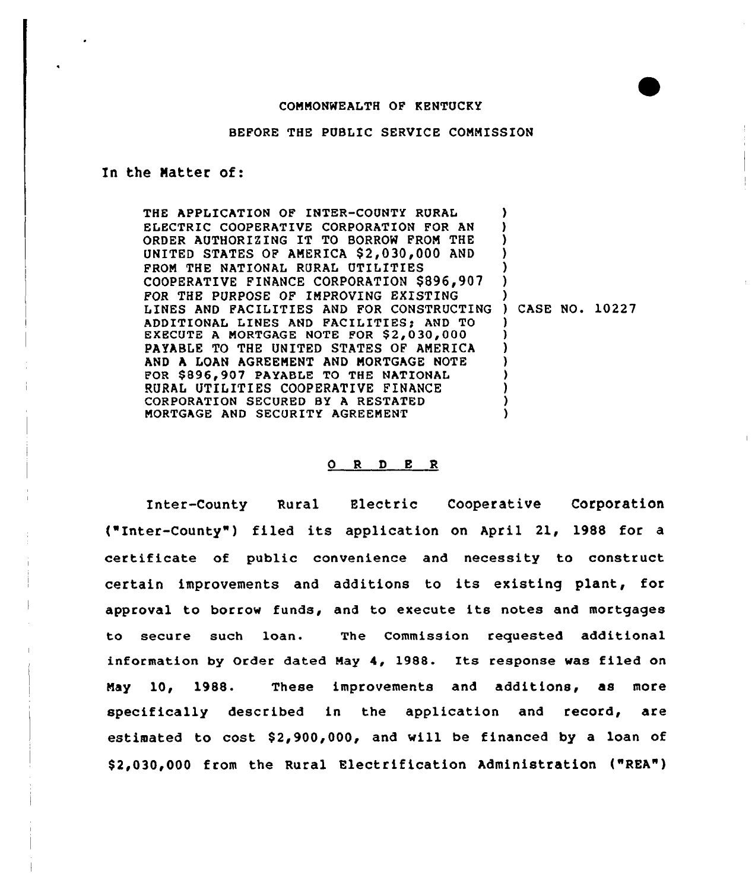COMMONWEALTH OF KENTUCKY

BEFORE THE PUBLIC SERVICE COMMISSION

In the Matter of:

THE APPLICATION OF INTER-COUNTY RURAL ELECTRIC COOPERATIVE CORPORATION FOR AN ORDER AUTHORIZING IT TO BORROW FROM THE UNITED STATES OF AMERICA $2,030,000 AND FROM THE NATIONAL RURAL UTILITIES COOPERATIVE FINANCE CORPORATION $896,907 FOR THE PURPOSE OF IMPROVING EXISTING LINES AND FACILITIES AND FOR CONSTRUCTING ADDITIONAL LINES AND FACILITIES; AND TO EXECUTE A MORTGAGE NOTE FOR $2,030,000 PAYABLE TO THE UNITED STATES OF AMERICA AND A LOAN AGREEMENT AND MORTGAGE NOTE FOR $896,907 PAYABLE TO THE NATIONAL RURAL UTILITIES COOPERATIVE FINANCE CORPORATION SECURED BY A RESTATED MORTGAGE AND SECURITY AGREEMENT ) CASE NO. 10227

O R D E R

Inter-County Rural Electric Cooperative Corporation ("Inter-County") filed its application on April 21, 1988 for a certificate of public convenience and necessity to construct certain improvements and additions to its existing plant, for approval to borrow funds, and to execute its notes and mortgages to secure such loan. The Commission requested additional information by Order dated May 4, 1988. Its response was filed on May 10, 1988. These improvements and additions, as more specifically described in the application and record, are estimated to cost $2,900,000, and will be financed by a loan of $2,030,000 from the Rural Electrification Administration ("REA")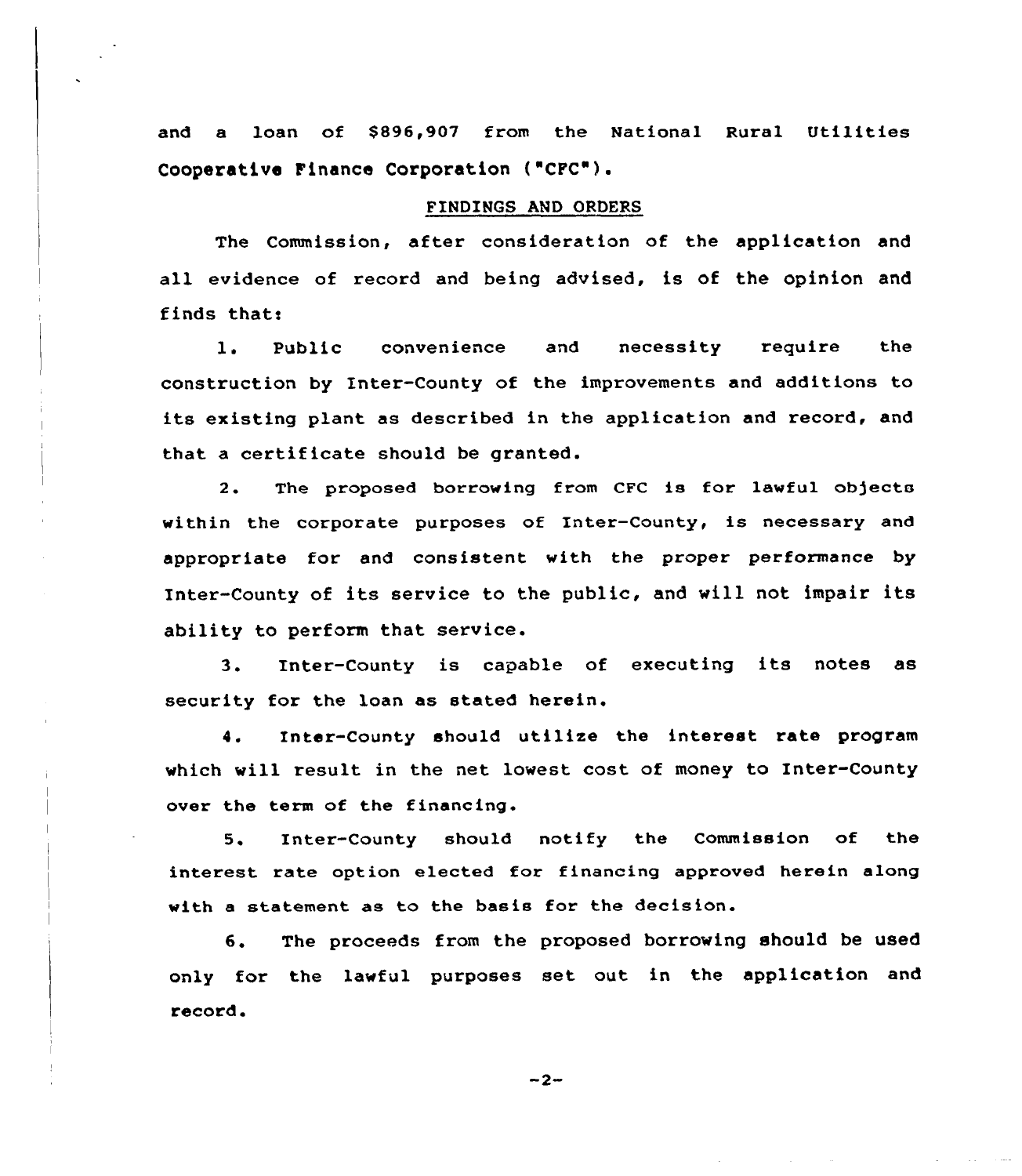and a loan of $896,907 from the National Rural Utilities Cooperative Finance Corporation ("CFC").

## FINDINGS AND ORDERS

The Commission, after consideration of the application and all evidence of record and being advised, is of the opinion and finds that:

1. Public convenience and necessity require the construction by Inter-County of the improvements and additions to its existing plant as described in the application and record, and that a certificate should be granted.

2. The proposed borrowing from CFC is for lawful objects within the corporate purposes of Inter-County, is necessary and appropriate for and consistent with the proper performance by Inter-County of its service to the public, and will not impair its ability to perform that service.

3. Inter-County is capable of executing its notes as security for the loan as stated herein.

4. Inter-County should utilize the interest rate program which will result in the net lowest cost of money to Inter-County over the term of the financing.

5. Inter-County should notify the Commission of the interest rate option elected for financing approved herein along with a statement as to the basis for the decision.

6. The proceeds from the proposed borrowing should be used only for the lawful purposes set out in the application and record.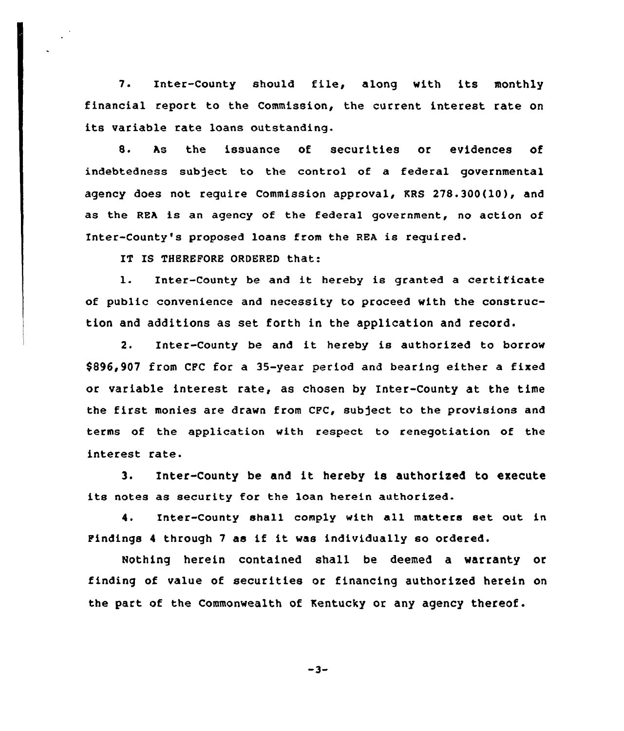7. Inter-County should file, along with its monthly financial report to the Commission, the current interest rate on its variable rate loans outstanding.

8. As the issuance of securities or evidences of indebtedness subject to the control of a federal governmental agency does not require Commission approval, KRS 278.300(10), and as the REA is an agency of the federal government, no action of Inter-County's proposed loans from the REA is required.

IT IS THEREFORE ORDERED that:

1. Inter-County be and it hereby is granted a certificate of public convenience and necessity to proceed with the construction and additions as set forth in the application and record.

2. Inter-County be and it hereby is authorized to borrow $896,907 from CFC for a 35-year period and bearing either a fixed or variable interest rate, as chosen by Inter-County at the time the first monies are drawn from CFC, subject to the provisions and terms of the application with respect to renegotiation of the interest rate.

3. Inter-County be and it hereby is authorized to execute its notes as security for the loan herein authorized.

4. Inter-County shall comply with all matters set out in Findings 4 through 7 as if it was individually so ordered.

Nothing herein contained shall be deemed a warranty or finding of value of securities or financing authorized herein on the part of the Commonwealth of Kentucky or any agency thereof.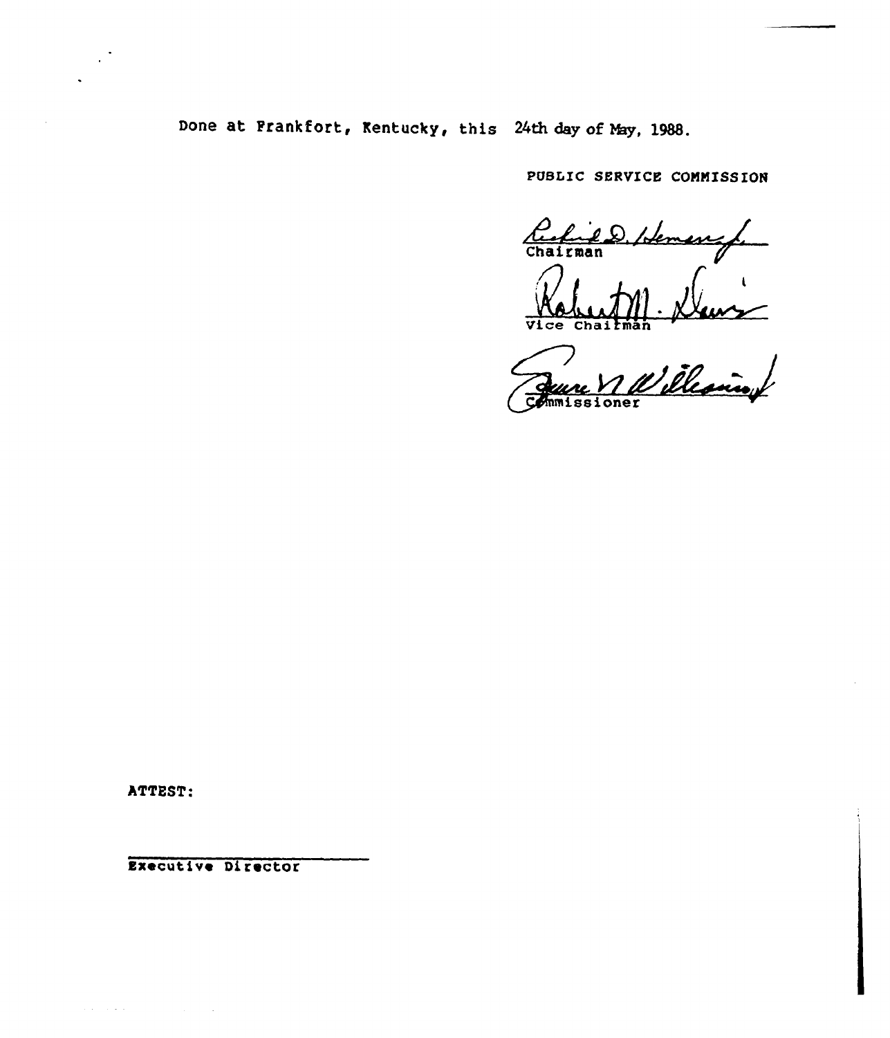Done at Frankfort, Kentucky, this 24th day of May, 1988.

PUBLIC SERVICE COMMISSION

Chairman

Vice Chairman

Commissioner

ATTEST:

Executive Director